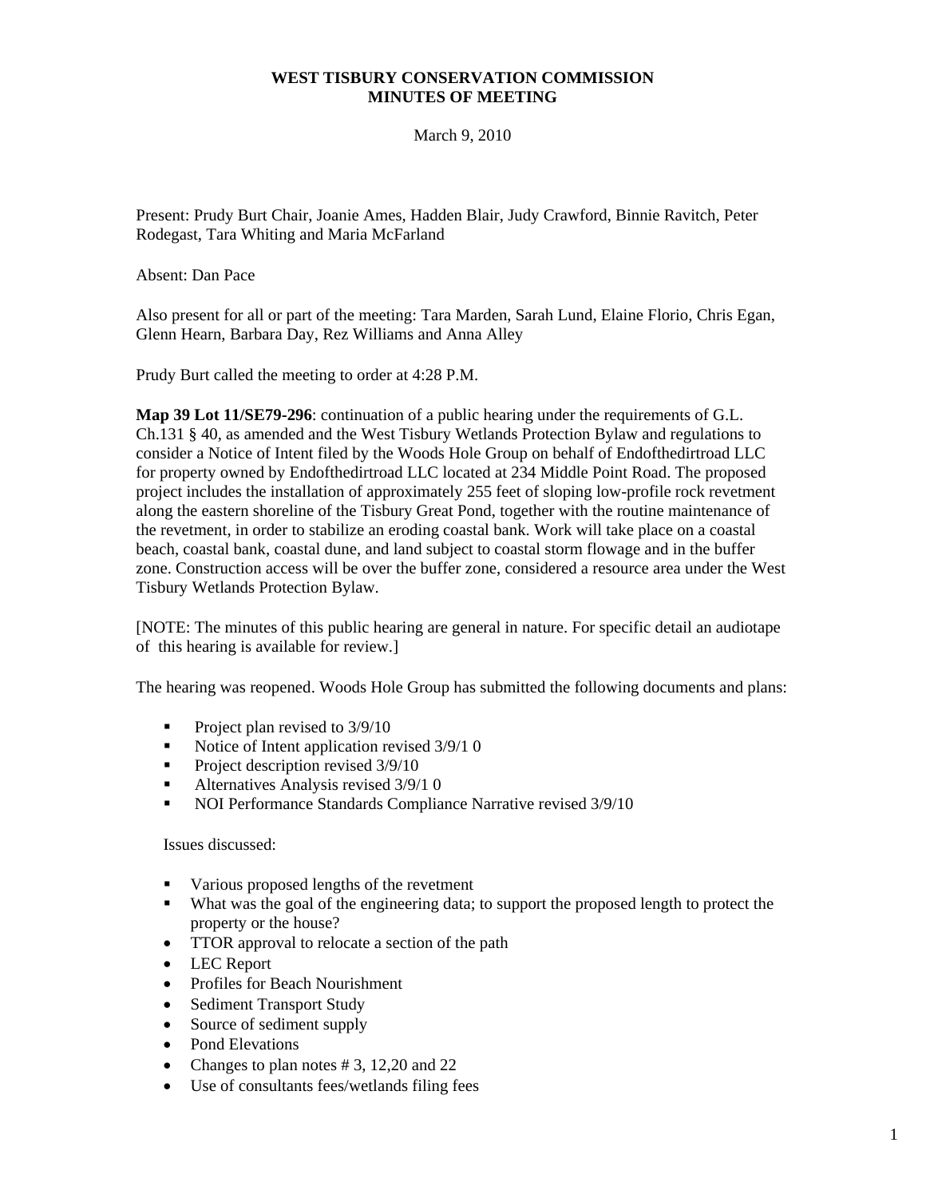**WEST TISBURY CONSERVATION COMMISSION**
**MINUTES OF MEETING**

March 9, 2010

Present: Prudy Burt Chair, Joanie Ames, Hadden Blair, Judy Crawford, Binnie Ravitch, Peter Rodegast, Tara Whiting and Maria McFarland

Absent: Dan Pace

Also present for all or part of the meeting: Tara Marden, Sarah Lund, Elaine Florio, Chris Egan, Glenn Hearn, Barbara Day, Rez Williams and Anna Alley

Prudy Burt called the meeting to order at 4:28 P.M.

**Map 39 Lot 11/SE79-296**: continuation of a public hearing under the requirements of G.L. Ch.131 § 40, as amended and the West Tisbury Wetlands Protection Bylaw and regulations to consider a Notice of Intent filed by the Woods Hole Group on behalf of Endofthedirtroad LLC for property owned by Endofthedirtroad LLC located at 234 Middle Point Road. The proposed project includes the installation of approximately 255 feet of sloping low-profile rock revetment along the eastern shoreline of the Tisbury Great Pond, together with the routine maintenance of the revetment, in order to stabilize an eroding coastal bank. Work will take place on a coastal beach, coastal bank, coastal dune, and land subject to coastal storm flowage and in the buffer zone. Construction access will be over the buffer zone, considered a resource area under the West Tisbury Wetlands Protection Bylaw.

[NOTE: The minutes of this public hearing are general in nature. For specific detail an audiotape of this hearing is available for review.]

The hearing was reopened. Woods Hole Group has submitted the following documents and plans:

- Project plan revised to 3/9/10
- Notice of Intent application revised 3/9/1 0
- Project description revised 3/9/10
- Alternatives Analysis revised 3/9/1 0
- NOI Performance Standards Compliance Narrative revised 3/9/10

Issues discussed:

- Various proposed lengths of the revetment
- What was the goal of the engineering data; to support the proposed length to protect the property or the house?
- TTOR approval to relocate a section of the path
- LEC Report
- Profiles for Beach Nourishment
- Sediment Transport Study
- Source of sediment supply
- Pond Elevations
- Changes to plan notes # 3, 12,20 and 22
- Use of consultants fees/wetlands filing fees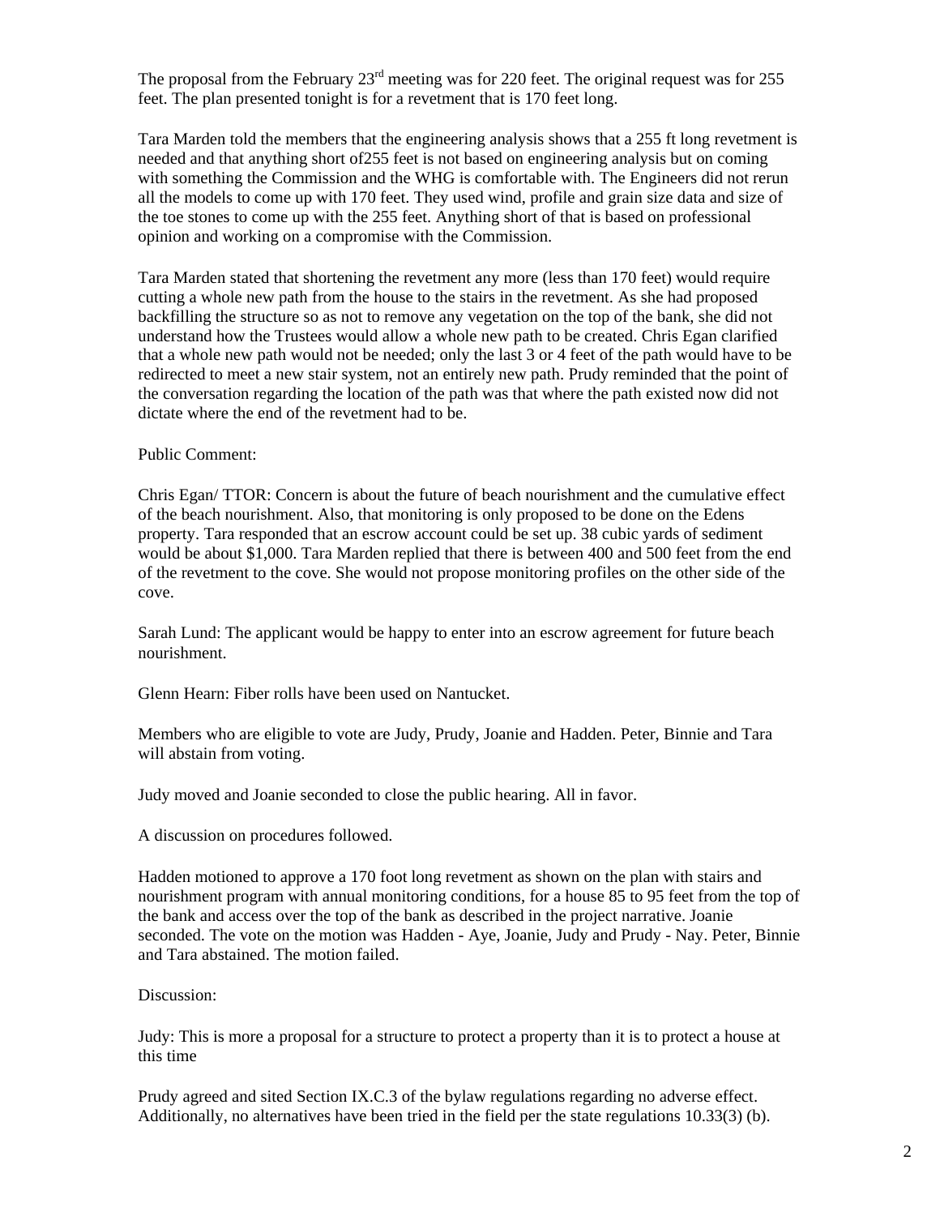The proposal from the February 23rd meeting was for 220 feet. The original request was for 255 feet. The plan presented tonight is for a revetment that is 170 feet long.

Tara Marden told the members that the engineering analysis shows that a 255 ft long revetment is needed and that anything short of255 feet is not based on engineering analysis but on coming with something the Commission and the WHG is comfortable with. The Engineers did not rerun all the models to come up with 170 feet. They used wind, profile and grain size data and size of the toe stones to come up with the 255 feet. Anything short of that is based on professional opinion and working on a compromise with the Commission.

Tara Marden stated that shortening the revetment any more (less than 170 feet) would require cutting a whole new path from the house to the stairs in the revetment. As she had proposed backfilling the structure so as not to remove any vegetation on the top of the bank, she did not understand how the Trustees would allow a whole new path to be created. Chris Egan clarified that a whole new path would not be needed; only the last 3 or 4 feet of the path would have to be redirected to meet a new stair system, not an entirely new path. Prudy reminded that the point of the conversation regarding the location of the path was that where the path existed now did not dictate where the end of the revetment had to be.

Public Comment:

Chris Egan/ TTOR: Concern is about the future of beach nourishment and the cumulative effect of the beach nourishment. Also, that monitoring is only proposed to be done on the Edens property. Tara responded that an escrow account could be set up. 38 cubic yards of sediment would be about $1,000. Tara Marden replied that there is between 400 and 500 feet from the end of the revetment to the cove. She would not propose monitoring profiles on the other side of the cove.

Sarah Lund: The applicant would be happy to enter into an escrow agreement for future beach nourishment.

Glenn Hearn: Fiber rolls have been used on Nantucket.

Members who are eligible to vote are Judy, Prudy, Joanie and Hadden. Peter, Binnie and Tara will abstain from voting.

Judy moved and Joanie seconded to close the public hearing. All in favor.

A discussion on procedures followed.

Hadden motioned to approve a 170 foot long revetment as shown on the plan with stairs and nourishment program with annual monitoring conditions, for a house 85 to 95 feet from the top of the bank and access over the top of the bank as described in the project narrative. Joanie seconded. The vote on the motion was Hadden - Aye, Joanie, Judy and Prudy - Nay. Peter, Binnie and Tara abstained. The motion failed.

Discussion:

Judy: This is more a proposal for a structure to protect a property than it is to protect a house at this time

Prudy agreed and sited Section IX.C.3 of the bylaw regulations regarding no adverse effect. Additionally, no alternatives have been tried in the field per the state regulations 10.33(3) (b).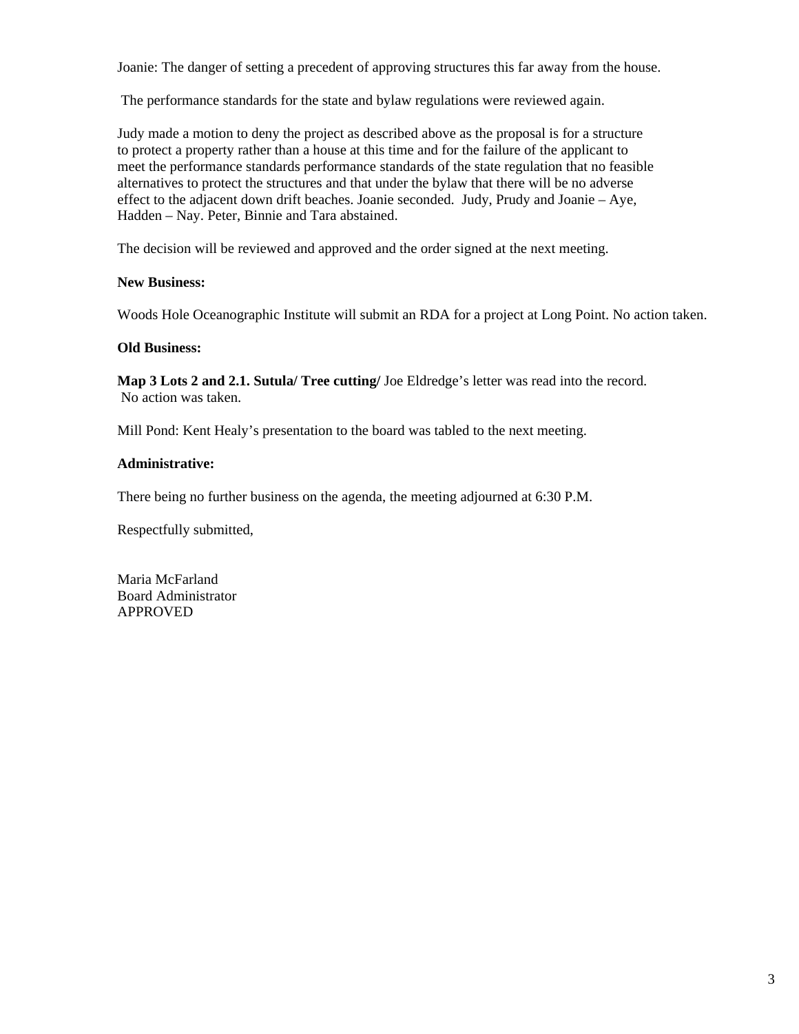Joanie: The danger of setting a precedent of approving structures this far away from the house.

The performance standards for the state and bylaw regulations were reviewed again.

Judy made a motion to deny the project as described above as the proposal is for a structure to protect a property rather than a house at this time and for the failure of the applicant to meet the performance standards performance standards of the state regulation that no feasible alternatives to protect the structures and that under the bylaw that there will be no adverse effect to the adjacent down drift beaches. Joanie seconded. Judy, Prudy and Joanie – Aye, Hadden – Nay. Peter, Binnie and Tara abstained.

The decision will be reviewed and approved and the order signed at the next meeting.

**New Business:**

Woods Hole Oceanographic Institute will submit an RDA for a project at Long Point. No action taken.

**Old Business:**

**Map 3 Lots 2 and 2.1. Sutula/ Tree cutting/** Joe Eldredge's letter was read into the record. No action was taken.

Mill Pond: Kent Healy's presentation to the board was tabled to the next meeting.

**Administrative:**

There being no further business on the agenda, the meeting adjourned at 6:30 P.M.

Respectfully submitted,

Maria McFarland
Board Administrator
APPROVED